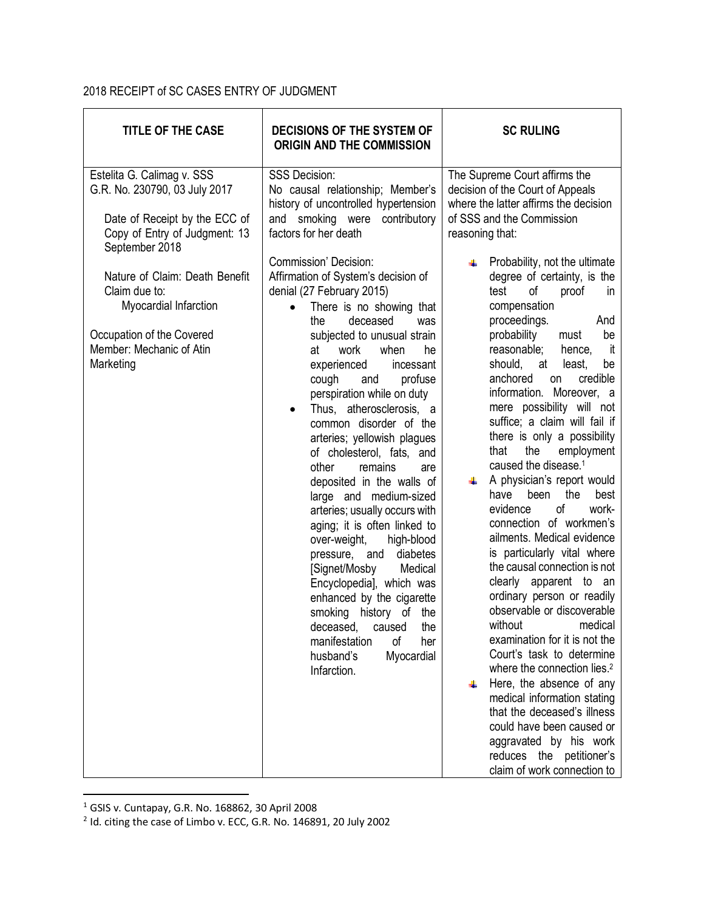2018 RECEIPT of SC CASES ENTRY OF JUDGMENT

| TITLE OF THE CASE | DECISIONS OF THE SYSTEM OF ORIGIN AND THE COMMISSION | SC RULING |
|---|---|---|
| Estelita G. Calimag v. SSS<br>G.R. No. 230790, 03 July 2017<br><br>Date of Receipt by the ECC of Copy of Entry of Judgment: 13 September 2018<br><br>Nature of Claim: Death Benefit Claim due to:<br>Myocardial Infarction<br><br>Occupation of the Covered Member: Mechanic of Atin Marketing | SSS Decision:<br>No causal relationship; Member's history of uncontrolled hypertension and smoking were contributory factors for her death<br><br>Commission' Decision:<br>Affirmation of System's decision of denial (27 February 2015)<br>• There is no showing that the deceased was subjected to unusual strain at work when he experienced incessant cough and profuse perspiration while on duty<br>• Thus, atherosclerosis, a common disorder of the arteries; yellowish plagues of cholesterol, fats, and other remains are deposited in the walls of large and medium-sized arteries; usually occurs with aging; it is often linked to over-weight, high-blood pressure, and diabetes [Signet/Mosby Medical Encyclopedia], which was enhanced by the cigarette smoking history of the deceased, caused the manifestation of her husband's Myocardial Infarction. | The Supreme Court affirms the decision of the Court of Appeals where the latter affirms the decision of SSS and the Commission reasoning that:<br>• Probability, not the ultimate degree of certainty, is the test of proof in compensation proceedings. And probability must be reasonable; hence, it should, at least, be anchored on credible information. Moreover, a mere possibility will not suffice; a claim will fail if there is only a possibility that the employment caused the disease.[1]<br>• A physician's report would have been the best evidence of work-connection of workmen's ailments. Medical evidence is particularly vital where the causal connection is not clearly apparent to an ordinary person or readily observable or discoverable without medical examination for it is not the Court's task to determine where the connection lies.[2]<br>• Here, the absence of any medical information stating that the deceased's illness could have been caused or aggravated by his work reduces the petitioner's claim of work connection to |

[1] GSIS v. Cuntapay, G.R. No. 168862, 30 April 2008

[2] Id. citing the case of Limbo v. ECC, G.R. No. 146891, 20 July 2002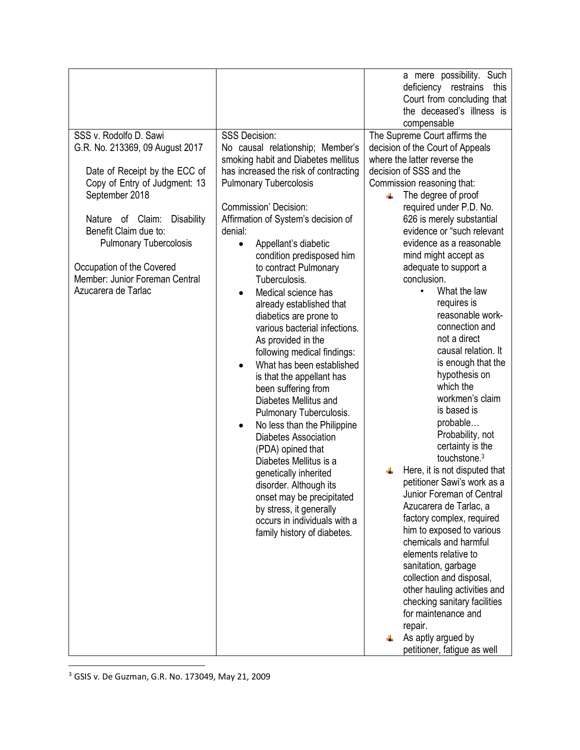| | | |
|---|---|---|
| | | a mere possibility. Such deficiency restrains this Court from concluding that the deceased's illness is compensable |
| SSS v. Rodolfo D. Sawi<br>G.R. No. 213369, 09 August 2017<br><br>Date of Receipt by the ECC of Copy of Entry of Judgment: 13 September 2018<br><br>Nature of Claim: Disability Benefit Claim due to:<br>Pulmonary Tuberculosis<br><br>Occupation of the Covered Member: Junior Foreman Central Azucarera de Tarlac | SSS Decision:<br>No causal relationship; Member's smoking habit and Diabetes mellitus has increased the risk of contracting Pulmonary Tuberculosis<br><br>Commission' Decision:<br>Affirmation of System's decision of denial:<br>• Appellant's diabetic condition predisposed him to contract Pulmonary Tuberculosis.<br>• Medical science has already established that diabetics are prone to various bacterial infections. As provided in the following medical findings:<br>• What has been established is that the appellant has been suffering from Diabetes Mellitus and Pulmonary Tuberculosis.<br>• No less than the Philippine Diabetes Association (PDA) opined that Diabetes Mellitus is a genetically inherited disorder. Although its onset may be precipitated by stress, it generally occurs in individuals with a family history of diabetes. | The Supreme Court affirms the decision of the Court of Appeals where the latter reverse the decision of SSS and the Commission reasoning that:<br>• The degree of proof required under P.D. No. 626 is merely substantial evidence or "such relevant evidence as a reasonable mind might accept as adequate to support a conclusion.<br>  • What the law requires is reasonable work-connection and not a direct causal relation. It is enough that the hypothesis on which the workmen's claim is based is probable… Probability, not certainty is the touchstone.[3]<br>• Here, it is not disputed that petitioner Sawi's work as a Junior Foreman of Central Azucarera de Tarlac, a factory complex, required him to exposed to various chemicals and harmful elements relative to sanitation, garbage collection and disposal, other hauling activities and checking sanitary facilities for maintenance and repair.<br>• As aptly argued by petitioner, fatigue as well |

[3] GSIS v. De Guzman, G.R. No. 173049, May 21, 2009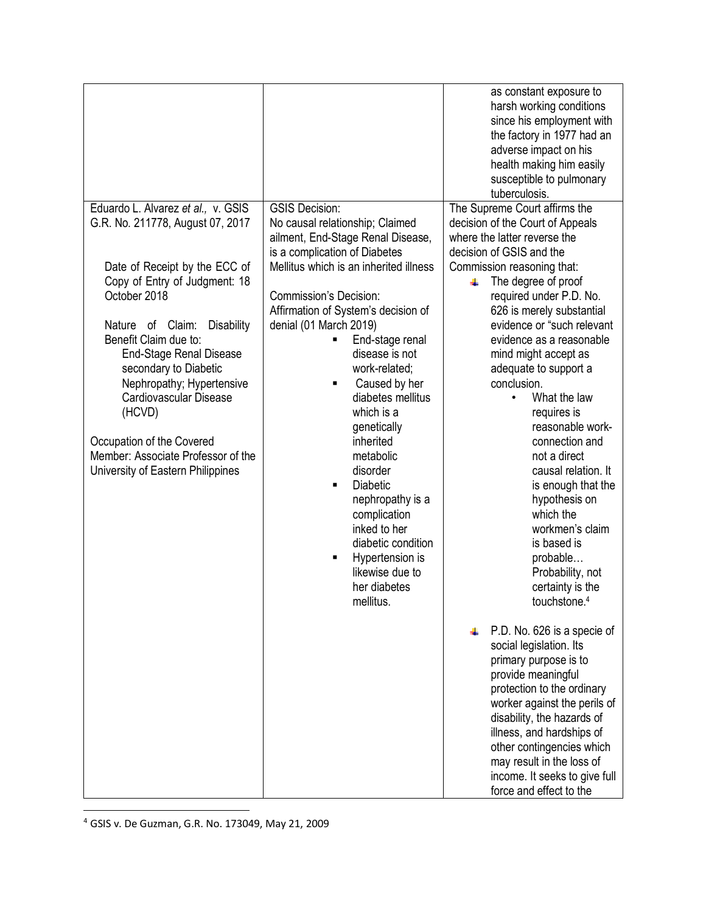| | | |
|---|---|---|
| | | as constant exposure to harsh working conditions since his employment with the factory in 1977 had an adverse impact on his health making him easily susceptible to pulmonary tuberculosis. |
| Eduardo L. Alvarez *et al.,* v. GSIS<br>G.R. No. 211778, August 07, 2017<br><br>Date of Receipt by the ECC of Copy of Entry of Judgment: 18 October 2018<br><br>Nature of Claim: Disability Benefit Claim due to:<br>End-Stage Renal Disease secondary to Diabetic Nephropathy; Hypertensive Cardiovascular Disease (HCVD)<br><br>Occupation of the Covered Member: Associate Professor of the University of Eastern Philippines | GSIS Decision:<br>No causal relationship; Claimed ailment, End-Stage Renal Disease, is a complication of Diabetes Mellitus which is an inherited illness<br><br>Commission's Decision:<br>Affirmation of System's decision of denial (01 March 2019)<br>▪ End-stage renal disease is not work-related;<br>▪ Caused by her diabetes mellitus which is a genetically inherited metabolic disorder<br>▪ Diabetic nephropathy is a complication inked to her diabetic condition<br>▪ Hypertension is likewise due to her diabetes mellitus. | The Supreme Court affirms the decision of the Court of Appeals where the latter reverse the decision of GSIS and the Commission reasoning that:<br>- The degree of proof required under P.D. No. 626 is merely substantial evidence or "such relevant evidence as a reasonable mind might accept as adequate to support a conclusion.<br>  - What the law requires is reasonable work-connection and not a direct causal relation. It is enough that the hypothesis on which the workmen's claim is based is probable… Probability, not certainty is the touchstone.[4]<br><br>- P.D. No. 626 is a specie of social legislation. Its primary purpose is to provide meaningful protection to the ordinary worker against the perils of disability, the hazards of illness, and hardships of other contingencies which may result in the loss of income. It seeks to give full force and effect to the |

[4] GSIS v. De Guzman, G.R. No. 173049, May 21, 2009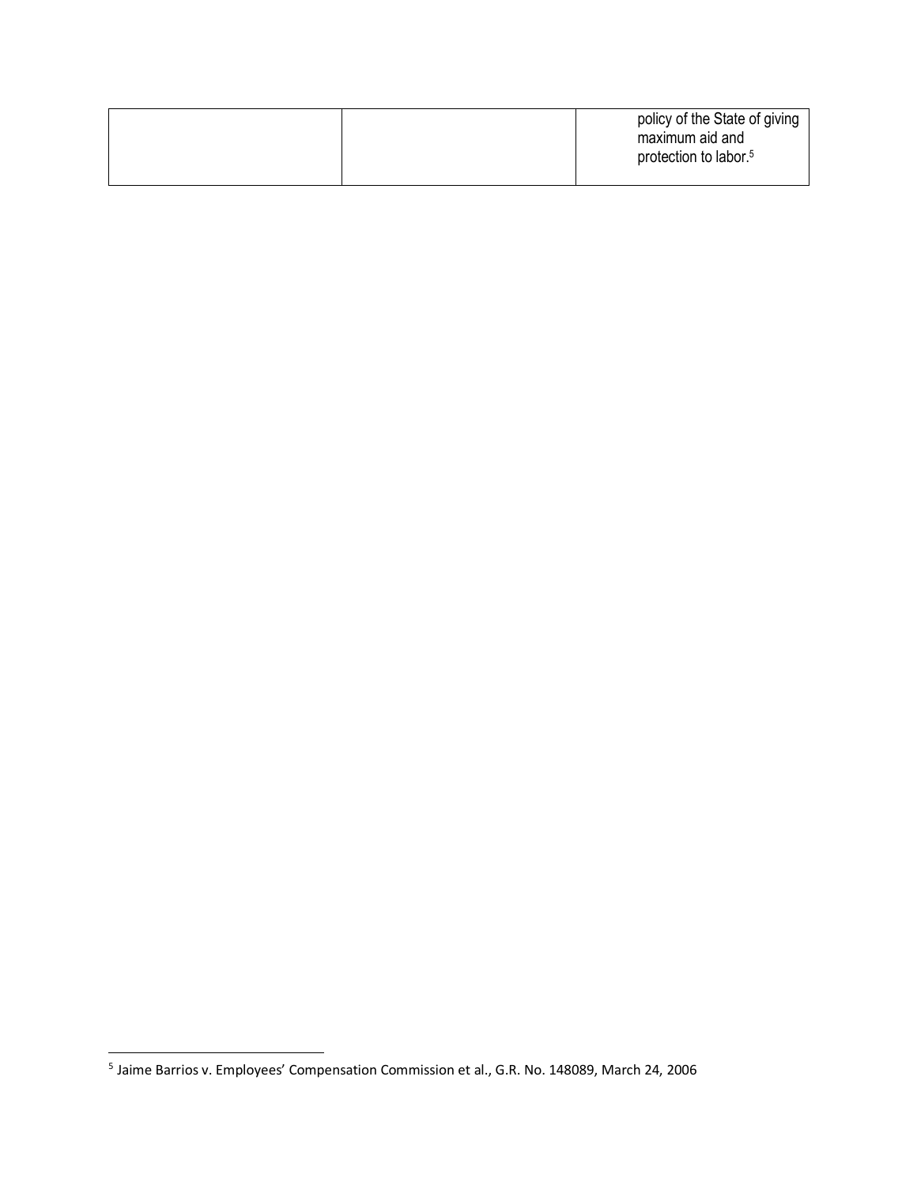| | | |
|---|---|---|
| | | policy of the State of giving maximum aid and protection to labor.[5] |

[5] Jaime Barrios v. Employees' Compensation Commission et al., G.R. No. 148089, March 24, 2006